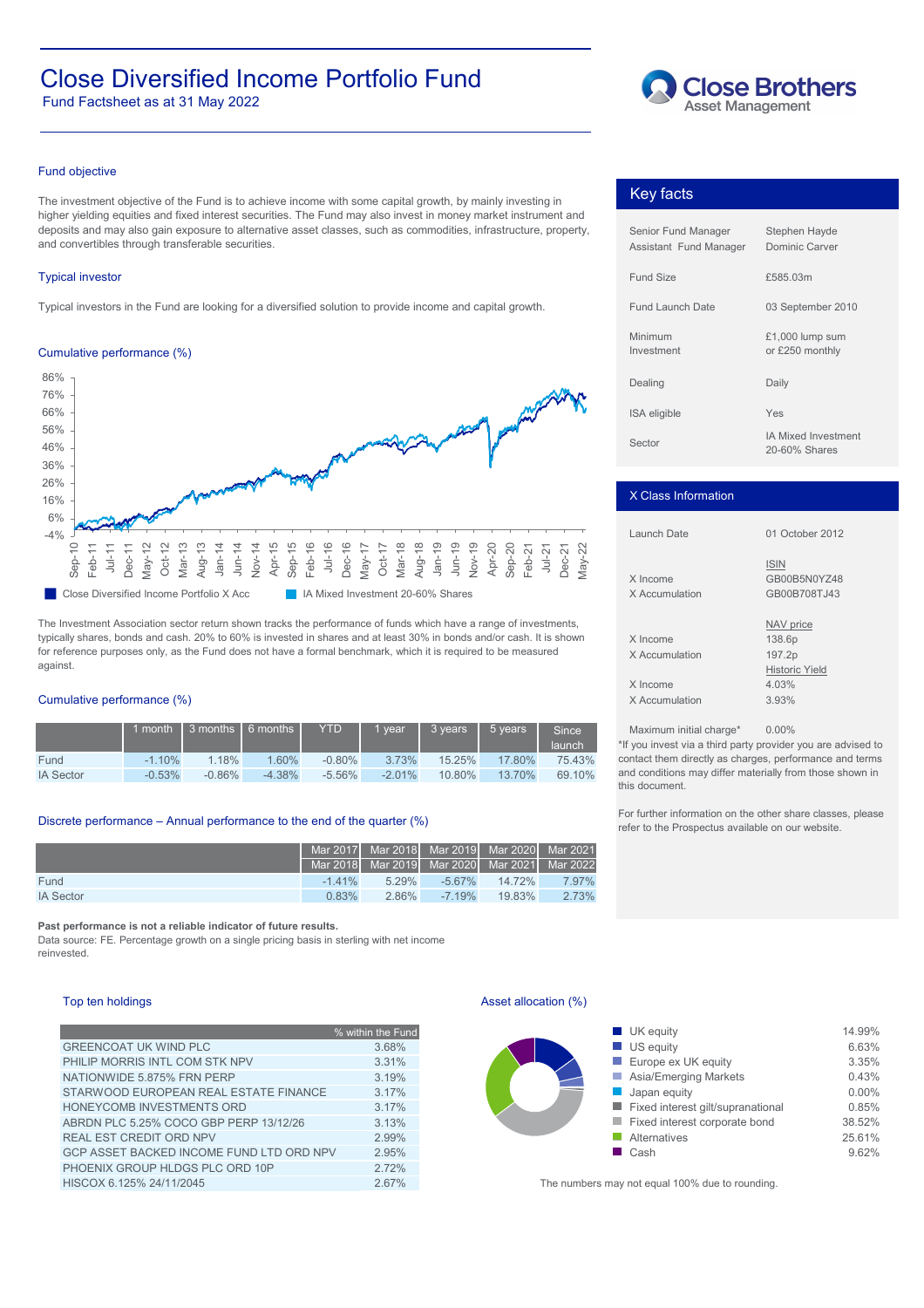# Close Diversified Income Portfolio Fund

Fund Factsheet as at 31 May 2022

Close Brothers Asset Management

## Fund objective

The investment objective of the Fund is to achieve income with some capital growth, by mainly investing in higher yielding equities and fixed interest securities. The Fund may also invest in money market instrument and deposits and may also gain exposure to alternative asset classes, such as commodities, infrastructure, property, and convertibles through transferable securities.

## Typical investor

Typical investors in the Fund are looking for a diversified solution to provide income and capital growth.

## Cumulative performance (%)

Close Diversified Income Portfolio X Acc | IA Mixed Investment 20-60% Shares

The Investment Association sector return shown tracks the performance of funds which have a range of investments, typically shares, bonds and cash. 20% to 60% is invested in shares and at least 30% in bonds and/or cash. It is shown for reference purposes only, as the Fund does not have a formal benchmark, which it is required to be measured against.

## Cumulative performance (%)

| | 1 month | 3 months | 6 months | YTD | 1 year | 3 years | 5 years | Since launch |
|---|---|---|---|---|---|---|---|---|
| Fund | -1.10% | 1.18% | 1.60% | -0.80% | 3.73% | 15.25% | 17.80% | 75.43% |
| IA Sector | -0.53% | -0.86% | -4.38% | -5.56% | -2.01% | 10.80% | 13.70% | 69.10% |

## Discrete performance – Annual performance to the end of the quarter (%)

| | Mar 2017 Mar 2018 | Mar 2018 Mar 2019 | Mar 2019 Mar 2020 | Mar 2020 Mar 2021 | Mar 2021 Mar 2022 |
|---|---|---|---|---|---|
| Fund | -1.41% | 5.29% | -5.67% | 14.72% | 7.97% |
| IA Sector | 0.83% | 2.86% | -7.19% | 19.83% | 2.73% |

**Past performance is not a reliable indicator of future results.**

Data source: FE. Percentage growth on a single pricing basis in sterling with net income reinvested.

## Key facts

| | |
|---|---|
| Senior Fund Manager | Stephen Hayde |
| Assistant Fund Manager | Dominic Carver |
| Fund Size | £585.03m |
| Fund Launch Date | 03 September 2010 |
| Minimum Investment | £1,000 lump sum or £250 monthly |
| Dealing | Daily |
| ISA eligible | Yes |
| Sector | IA Mixed Investment 20-60% Shares |

## X Class Information

| | |
|---|---|
| Launch Date | 01 October 2012 |
| | **ISIN** |
| X Income | GB00B5N0YZ48 |
| X Accumulation | GB00B708TJ43 |
| | **NAV price** |
| X Income | 138.6p |
| X Accumulation | 197.2p |
| | **Historic Yield** |
| X Income | 4.03% |
| X Accumulation | 3.93% |
| Maximum initial charge* | 0.00% |

*If you invest via a third party provider you are advised to contact them directly as charges, performance and terms and conditions may differ materially from those shown in this document.

For further information on the other share classes, please refer to the Prospectus available on our website.

## Top ten holdings

| | % within the Fund |
|---|---|
| GREENCOAT UK WIND PLC | 3.68% |
| PHILIP MORRIS INTL COM STK NPV | 3.31% |
| NATIONWIDE 5.875% FRN PERP | 3.19% |
| STARWOOD EUROPEAN REAL ESTATE FINANCE | 3.17% |
| HONEYCOMB INVESTMENTS ORD | 3.17% |
| ABRDN PLC 5.25% COCO GBP PERP 13/12/26 | 3.13% |
| REAL EST CREDIT ORD NPV | 2.99% |
| GCP ASSET BACKED INCOME FUND LTD ORD NPV | 2.95% |
| PHOENIX GROUP HLDGS PLC ORD 10P | 2.72% |
| HISCOX 6.125% 24/11/2045 | 2.67% |

## Asset allocation (%)

| | |
|---|---|
| UK equity | 14.99% |
| US equity | 6.63% |
| Europe ex UK equity | 3.35% |
| Asia/Emerging Markets | 0.43% |
| Japan equity | 0.00% |
| Fixed interest gilt/supranational | 0.85% |
| Fixed interest corporate bond | 38.52% |
| Alternatives | 25.61% |
| Cash | 9.62% |

The numbers may not equal 100% due to rounding.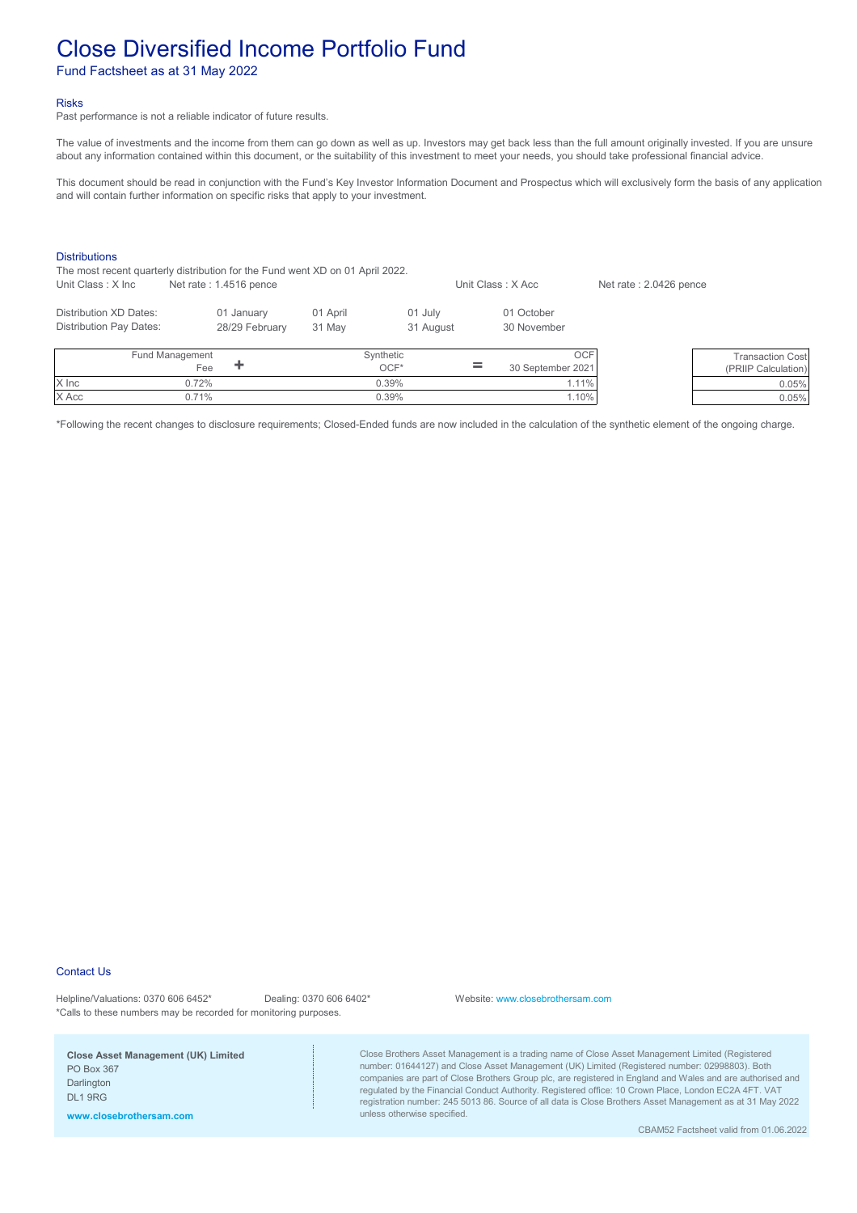# Close Diversified Income Portfolio Fund

Fund Factsheet as at 31 May 2022

## Risks

Past performance is not a reliable indicator of future results.

The value of investments and the income from them can go down as well as up. Investors may get back less than the full amount originally invested. If you are unsure about any information contained within this document, or the suitability of this investment to meet your needs, you should take professional financial advice.

This document should be read in conjunction with the Fund's Key Investor Information Document and Prospectus which will exclusively form the basis of any application and will contain further information on specific risks that apply to your investment.

## Distributions

The most recent quarterly distribution for the Fund went XD on 01 April 2022.

Unit Class : X Inc    Net rate : 1.4516 pence    Unit Class : X Acc    Net rate : 2.0426 pence

| | | | | |
|---|---|---|---|---|
| Distribution XD Dates: | 01 January | 01 April | 01 July | 01 October |
| Distribution Pay Dates: | 28/29 February | 31 May | 31 August | 30 November |

| | Fund Management Fee | + | Synthetic OCF* | = | OCF 30 September 2021 | Transaction Cost (PRIIP Calculation) |
|---|---|---|---|---|---|---|
| X Inc | 0.72% | | 0.39% | | 1.11% | 0.05% |
| X Acc | 0.71% | | 0.39% | | 1.10% | 0.05% |

*Following the recent changes to disclosure requirements; Closed-Ended funds are now included in the calculation of the synthetic element of the ongoing charge.

## Contact Us

Helpline/Valuations: 0370 606 6452*    Dealing: 0370 606 6402*    Website: www.closebrothersam.com

*Calls to these numbers may be recorded for monitoring purposes.

**Close Asset Management (UK) Limited**
PO Box 367
Darlington
DL1 9RG

**www.closebrothersam.com**

Close Brothers Asset Management is a trading name of Close Asset Management Limited (Registered number: 01644127) and Close Asset Management (UK) Limited (Registered number: 02998803). Both companies are part of Close Brothers Group plc, are registered in England and Wales and are authorised and regulated by the Financial Conduct Authority. Registered office: 10 Crown Place, London EC2A 4FT. VAT registration number: 245 5013 86. Source of all data is Close Brothers Asset Management as at 31 May 2022 unless otherwise specified.

CBAM52 Factsheet valid from 01.06.2022